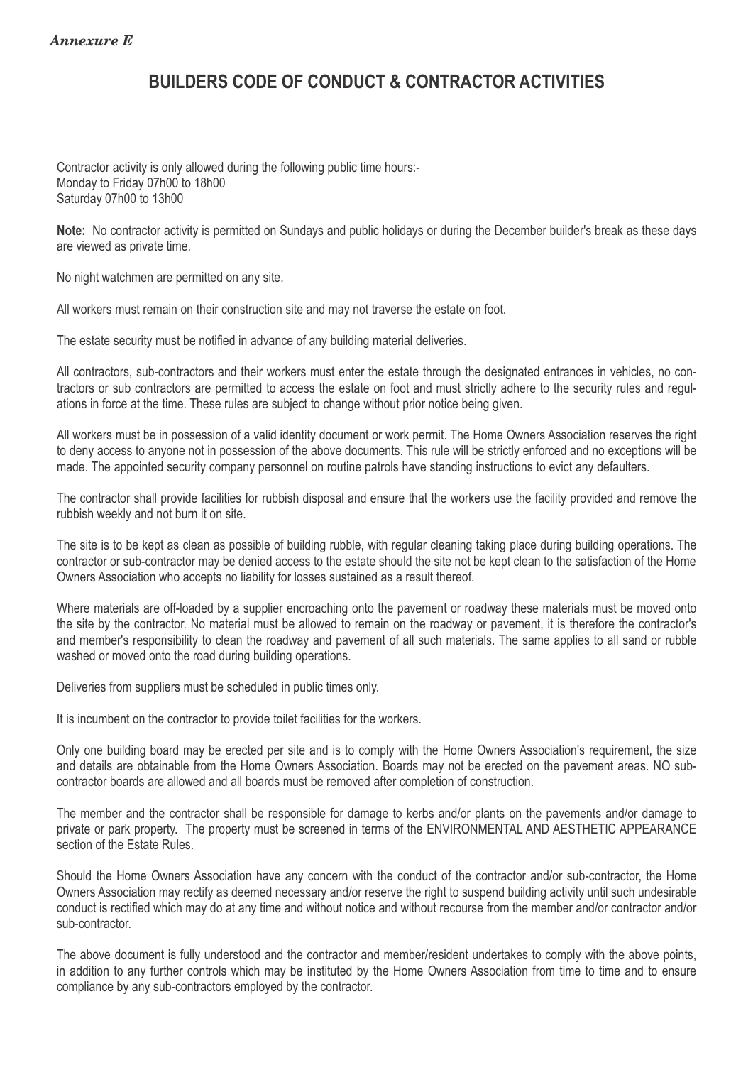*Annexure E*

# BUILDERS CODE OF CONDUCT & CONTRACTOR ACTIVITIES

Contractor activity is only allowed during the following public time hours:-
Monday to Friday 07h00 to 18h00
Saturday 07h00 to 13h00

**Note:** No contractor activity is permitted on Sundays and public holidays or during the December builder's break as these days are viewed as private time.

No night watchmen are permitted on any site.

All workers must remain on their construction site and may not traverse the estate on foot.

The estate security must be notified in advance of any building material deliveries.

All contractors, sub-contractors and their workers must enter the estate through the designated entrances in vehicles, no contractors or sub contractors are permitted to access the estate on foot and must strictly adhere to the security rules and regulations in force at the time. These rules are subject to change without prior notice being given.

All workers must be in possession of a valid identity document or work permit. The Home Owners Association reserves the right to deny access to anyone not in possession of the above documents. This rule will be strictly enforced and no exceptions will be made. The appointed security company personnel on routine patrols have standing instructions to evict any defaulters.

The contractor shall provide facilities for rubbish disposal and ensure that the workers use the facility provided and remove the rubbish weekly and not burn it on site.

The site is to be kept as clean as possible of building rubble, with regular cleaning taking place during building operations. The contractor or sub-contractor may be denied access to the estate should the site not be kept clean to the satisfaction of the Home Owners Association who accepts no liability for losses sustained as a result thereof.

Where materials are off-loaded by a supplier encroaching onto the pavement or roadway these materials must be moved onto the site by the contractor. No material must be allowed to remain on the roadway or pavement, it is therefore the contractor's and member's responsibility to clean the roadway and pavement of all such materials. The same applies to all sand or rubble washed or moved onto the road during building operations.

Deliveries from suppliers must be scheduled in public times only.

It is incumbent on the contractor to provide toilet facilities for the workers.

Only one building board may be erected per site and is to comply with the Home Owners Association's requirement, the size and details are obtainable from the Home Owners Association. Boards may not be erected on the pavement areas. NO sub-contractor boards are allowed and all boards must be removed after completion of construction.

The member and the contractor shall be responsible for damage to kerbs and/or plants on the pavements and/or damage to private or park property. The property must be screened in terms of the ENVIRONMENTAL AND AESTHETIC APPEARANCE section of the Estate Rules.

Should the Home Owners Association have any concern with the conduct of the contractor and/or sub-contractor, the Home Owners Association may rectify as deemed necessary and/or reserve the right to suspend building activity until such undesirable conduct is rectified which may do at any time and without notice and without recourse from the member and/or contractor and/or sub-contractor.

The above document is fully understood and the contractor and member/resident undertakes to comply with the above points, in addition to any further controls which may be instituted by the Home Owners Association from time to time and to ensure compliance by any sub-contractors employed by the contractor.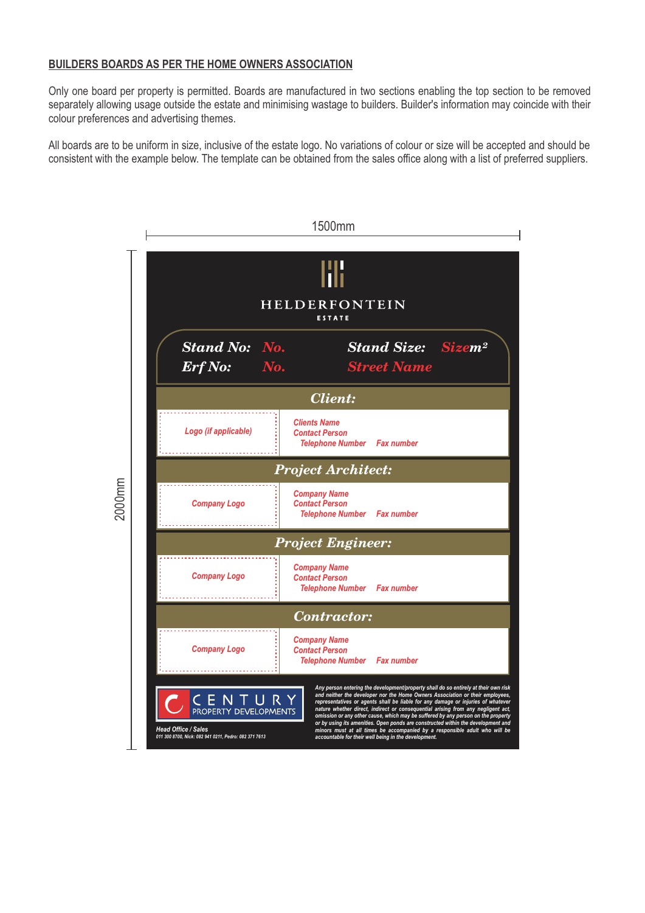**BUILDERS BOARDS AS PER THE HOME OWNERS ASSOCIATION**

Only one board per property is permitted. Boards are manufactured in two sections enabling the top section to be removed separately allowing usage outside the estate and minimising wastage to builders. Builder's information may coincide with their colour preferences and advertising themes.

All boards are to be uniform in size, inclusive of the estate logo. No variations of colour or size will be accepted and should be consistent with the example below. The template can be obtained from the sales office along with a list of preferred suppliers.

1500mm

2000mm

HELDERFONTEIN

ESTATE

*Stand No:* *No.* *Stand Size:* *Sizem²*

*Erf No:* *No.* *Street Name*

*Client:*

*Logo (if applicable)*

*Clients Name*
*Contact Person*
*Telephone Number* *Fax number*

*Project Architect:*

*Company Logo*

*Company Name*
*Contact Person*
*Telephone Number* *Fax number*

*Project Engineer:*

*Company Logo*

*Company Name*
*Contact Person*
*Telephone Number* *Fax number*

*Contractor:*

*Company Logo*

*Company Name*
*Contact Person*
*Telephone Number* *Fax number*

CENTURY PROPERTY DEVELOPMENTS

*Head Office / Sales*
*011 300 8700, Nick: 082 941 0211, Pedro: 082 371 7613*

*Any person entering the development/property shall do so entirely at their own risk and neither the developer nor the Home Owners Association or their employees, representatives or agents shall be liable for any damage or injuries of whatever nature whether direct, indirect or consequential arising from any negligent act, omission or any other cause, which may be suffered by any person on the property or by using its amenities. Open ponds are constructed within the development and minors must at all times be accompanied by a responsible adult who will be accountable for their well being in the development.*